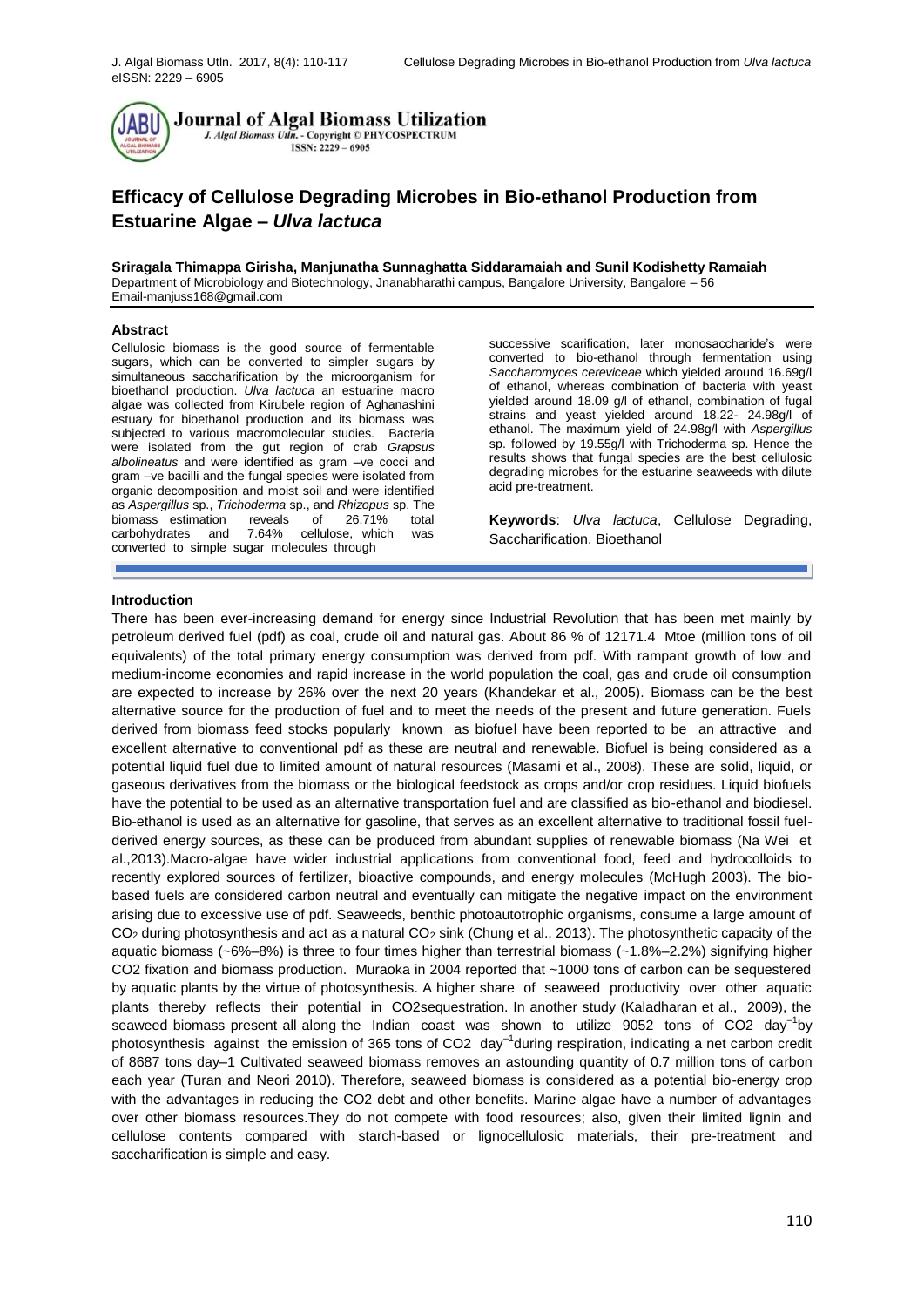# Efficacy of Cellulose Degrading Microbes in Bio-ethanol Production from Estuarine Algae – *Ulva lactuca*

**Sriragala Thimappa Girisha, Manjunatha Sunnaghatta Siddaramaiah and Sunil Kodishetty Ramaiah**

Department of Microbiology and Biotechnology, Jnanabharathi campus, Bangalore University, Bangalore – 56

Email-manjuss168@gmail.com

## Abstract

Cellulosic biomass is the good source of fermentable sugars, which can be converted to simpler sugars by simultaneous saccharification by the microorganism for bioethanol production. *Ulva lactuca* an estuarine macro algae was collected from Kirubele region of Aghanashini estuary for bioethanol production and its biomass was subjected to various macromolecular studies. Bacteria were isolated from the gut region of crab *Grapsus albolineatus* and were identified as gram –ve cocci and gram –ve bacilli and the fungal species were isolated from organic decomposition and moist soil and were identified as *Aspergillus* sp., *Trichoderma* sp., and *Rhizopus* sp. The biomass estimation reveals of 26.71% total carbohydrates and 7.64% cellulose, which was converted to simple sugar molecules through successive scarification, later monosaccharide's were converted to bio-ethanol through fermentation using *Saccharomyces cereviceae* which yielded around 16.69g/l of ethanol, whereas combination of bacteria with yeast yielded around 18.09 g/l of ethanol, combination of fugal strains and yeast yielded around 18.22- 24.98g/l of ethanol. The maximum yield of 24.98g/l with *Aspergillus* sp. followed by 19.55g/l with Trichoderma sp. Hence the results shows that fungal species are the best cellulosic degrading microbes for the estuarine seaweeds with dilute acid pre-treatment.

**Keywords**: *Ulva lactuca*, Cellulose Degrading, Saccharification, Bioethanol

## Introduction

There has been ever-increasing demand for energy since Industrial Revolution that has been met mainly by petroleum derived fuel (pdf) as coal, crude oil and natural gas. About 86 % of 12171.4 Mtoe (million tons of oil equivalents) of the total primary energy consumption was derived from pdf. With rampant growth of low and medium-income economies and rapid increase in the world population the coal, gas and crude oil consumption are expected to increase by 26% over the next 20 years (Khandekar et al., 2005). Biomass can be the best alternative source for the production of fuel and to meet the needs of the present and future generation. Fuels derived from biomass feed stocks popularly known as biofuel have been reported to be an attractive and excellent alternative to conventional pdf as these are neutral and renewable. Biofuel is being considered as a potential liquid fuel due to limited amount of natural resources (Masami et al., 2008). These are solid, liquid, or gaseous derivatives from the biomass or the biological feedstock as crops and/or crop residues. Liquid biofuels have the potential to be used as an alternative transportation fuel and are classified as bio-ethanol and biodiesel. Bio-ethanol is used as an alternative for gasoline, that serves as an excellent alternative to traditional fossil fuel-derived energy sources, as these can be produced from abundant supplies of renewable biomass (Na Wei et al.,2013).Macro-algae have wider industrial applications from conventional food, feed and hydrocolloids to recently explored sources of fertilizer, bioactive compounds, and energy molecules (McHugh 2003). The bio-based fuels are considered carbon neutral and eventually can mitigate the negative impact on the environment arising due to excessive use of pdf. Seaweeds, benthic photoautotrophic organisms, consume a large amount of $CO_2$ during photosynthesis and act as a natural $CO_2$ sink (Chung et al., 2013). The photosynthetic capacity of the aquatic biomass (~6%–8%) is three to four times higher than terrestrial biomass (~1.8%–2.2%) signifying higher CO2 fixation and biomass production. Muraoka in 2004 reported that ~1000 tons of carbon can be sequestered by aquatic plants by the virtue of photosynthesis. A higher share of seaweed productivity over other aquatic plants thereby reflects their potential in CO2sequestration. In another study (Kaladharan et al., 2009), the seaweed biomass present all along the Indian coast was shown to utilize 9052 tons of CO2 day$^{-1}$by photosynthesis against the emission of 365 tons of CO2 day$^{-1}$during respiration, indicating a net carbon credit of 8687 tons day–1 Cultivated seaweed biomass removes an astounding quantity of 0.7 million tons of carbon each year (Turan and Neori 2010). Therefore, seaweed biomass is considered as a potential bio-energy crop with the advantages in reducing the CO2 debt and other benefits. Marine algae have a number of advantages over other biomass resources.They do not compete with food resources; also, given their limited lignin and cellulose contents compared with starch-based or lignocellulosic materials, their pre-treatment and saccharification is simple and easy.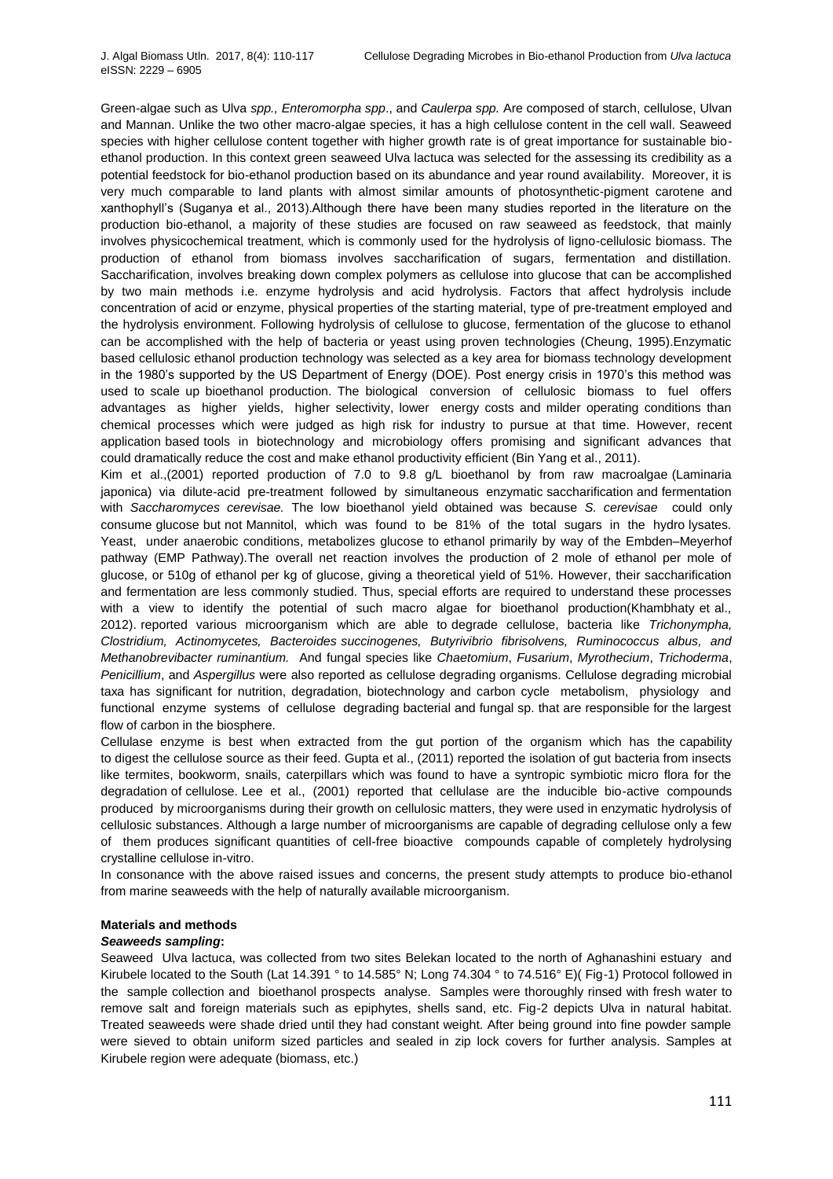Green-algae such as Ulva *spp., Enteromorpha spp*., and *Caulerpa spp.* Are composed of starch, cellulose, Ulvan and Mannan. Unlike the two other macro-algae species, it has a high cellulose content in the cell wall. Seaweed species with higher cellulose content together with higher growth rate is of great importance for sustainable bio-ethanol production. In this context green seaweed Ulva lactuca was selected for the assessing its credibility as a potential feedstock for bio-ethanol production based on its abundance and year round availability. Moreover, it is very much comparable to land plants with almost similar amounts of photosynthetic-pigment carotene and xanthophyll's (Suganya et al., 2013).Although there have been many studies reported in the literature on the production bio-ethanol, a majority of these studies are focused on raw seaweed as feedstock, that mainly involves physicochemical treatment, which is commonly used for the hydrolysis of ligno-cellulosic biomass. The production of ethanol from biomass involves saccharification of sugars, fermentation and distillation. Saccharification, involves breaking down complex polymers as cellulose into glucose that can be accomplished by two main methods i.e. enzyme hydrolysis and acid hydrolysis. Factors that affect hydrolysis include concentration of acid or enzyme, physical properties of the starting material, type of pre-treatment employed and the hydrolysis environment. Following hydrolysis of cellulose to glucose, fermentation of the glucose to ethanol can be accomplished with the help of bacteria or yeast using proven technologies (Cheung, 1995).Enzymatic based cellulosic ethanol production technology was selected as a key area for biomass technology development in the 1980's supported by the US Department of Energy (DOE). Post energy crisis in 1970's this method was used to scale up bioethanol production. The biological conversion of cellulosic biomass to fuel offers advantages as higher yields, higher selectivity, lower energy costs and milder operating conditions than chemical processes which were judged as high risk for industry to pursue at that time. However, recent application based tools in biotechnology and microbiology offers promising and significant advances that could dramatically reduce the cost and make ethanol productivity efficient (Bin Yang et al., 2011).

Kim et al.,(2001) reported production of 7.0 to 9.8 g/L bioethanol by from raw macroalgae (Laminaria japonica) via dilute-acid pre-treatment followed by simultaneous enzymatic saccharification and fermentation with *Saccharomyces cerevisae.* The low bioethanol yield obtained was because *S. cerevisae* could only consume glucose but not Mannitol, which was found to be 81% of the total sugars in the hydro lysates. Yeast, under anaerobic conditions, metabolizes glucose to ethanol primarily by way of the Embden–Meyerhof pathway (EMP Pathway).The overall net reaction involves the production of 2 mole of ethanol per mole of glucose, or 510g of ethanol per kg of glucose, giving a theoretical yield of 51%. However, their saccharification and fermentation are less commonly studied. Thus, special efforts are required to understand these processes with a view to identify the potential of such macro algae for bioethanol production(Khambhaty et al., 2012). reported various microorganism which are able to degrade cellulose, bacteria like *Trichonympha, Clostridium, Actinomycetes, Bacteroides succinogenes, Butyrivibrio fibrisolvens, Ruminococcus albus, and Methanobrevibacter ruminantium.* And fungal species like *Chaetomium*, *Fusarium*, *Myrothecium*, *Trichoderma*, *Penicillium*, and *Aspergillus* were also reported as cellulose degrading organisms. Cellulose degrading microbial taxa has significant for nutrition, degradation, biotechnology and carbon cycle metabolism, physiology and functional enzyme systems of cellulose degrading bacterial and fungal sp. that are responsible for the largest flow of carbon in the biosphere.

Cellulase enzyme is best when extracted from the gut portion of the organism which has the capability to digest the cellulose source as their feed. Gupta et al., (2011) reported the isolation of gut bacteria from insects like termites, bookworm, snails, caterpillars which was found to have a syntropic symbiotic micro flora for the degradation of cellulose. Lee et al., (2001) reported that cellulase are the inducible bio-active compounds produced by microorganisms during their growth on cellulosic matters, they were used in enzymatic hydrolysis of cellulosic substances. Although a large number of microorganisms are capable of degrading cellulose only a few of them produces significant quantities of cell-free bioactive compounds capable of completely hydrolysing crystalline cellulose in-vitro.

In consonance with the above raised issues and concerns, the present study attempts to produce bio-ethanol from marine seaweeds with the help of naturally available microorganism.

## Materials and methods

### *Seaweeds sampling***:**

Seaweed Ulva lactuca, was collected from two sites Belekan located to the north of Aghanashini estuary and Kirubele located to the South (Lat 14.391 ° to 14.585° N; Long 74.304 ° to 74.516° E)( Fig-1) Protocol followed in the sample collection and bioethanol prospects analyse. Samples were thoroughly rinsed with fresh water to remove salt and foreign materials such as epiphytes, shells sand, etc. Fig-2 depicts Ulva in natural habitat. Treated seaweeds were shade dried until they had constant weight. After being ground into fine powder sample were sieved to obtain uniform sized particles and sealed in zip lock covers for further analysis. Samples at Kirubele region were adequate (biomass, etc.)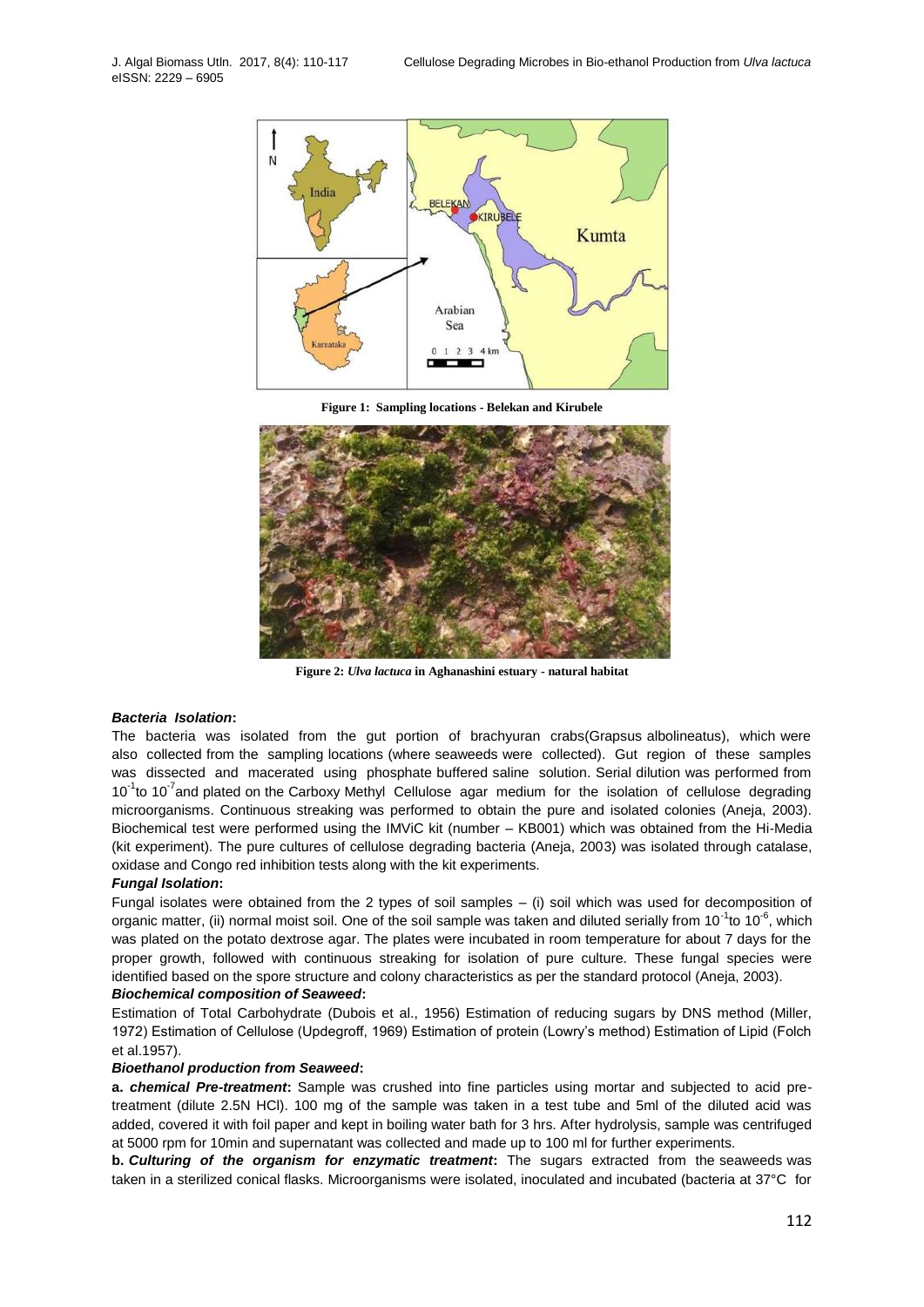Figure 1: Sampling locations - Belekan and Kirubele

Figure 2: *Ulva lactuca* in Aghanashini estuary - natural habitat

***Bacteria Isolation*:**

The bacteria was isolated from the gut portion of brachyuran crabs(Grapsus albolineatus), which were also collected from the sampling locations (where seaweeds were collected). Gut region of these samples was dissected and macerated using phosphate buffered saline solution. Serial dilution was performed from $10^{-1}$to $10^{-7}$and plated on the Carboxy Methyl Cellulose agar medium for the isolation of cellulose degrading microorganisms. Continuous streaking was performed to obtain the pure and isolated colonies (Aneja, 2003). Biochemical test were performed using the IMViC kit (number – KB001) which was obtained from the Hi-Media (kit experiment). The pure cultures of cellulose degrading bacteria (Aneja, 2003) was isolated through catalase, oxidase and Congo red inhibition tests along with the kit experiments.

***Fungal Isolation*:**

Fungal isolates were obtained from the 2 types of soil samples – (i) soil which was used for decomposition of organic matter, (ii) normal moist soil. One of the soil sample was taken and diluted serially from $10^{-1}$to $10^{-6}$, which was plated on the potato dextrose agar. The plates were incubated in room temperature for about 7 days for the proper growth, followed with continuous streaking for isolation of pure culture. These fungal species were identified based on the spore structure and colony characteristics as per the standard protocol (Aneja, 2003).

***Biochemical composition of Seaweed*:**

Estimation of Total Carbohydrate (Dubois et al., 1956) Estimation of reducing sugars by DNS method (Miller, 1972) Estimation of Cellulose (Updegroff, 1969) Estimation of protein (Lowry's method) Estimation of Lipid (Folch et al.1957).

***Bioethanol production from Seaweed*:**

**a. *chemical Pre-treatment*:** Sample was crushed into fine particles using mortar and subjected to acid pre-treatment (dilute 2.5N HCl). 100 mg of the sample was taken in a test tube and 5ml of the diluted acid was added, covered it with foil paper and kept in boiling water bath for 3 hrs. After hydrolysis, sample was centrifuged at 5000 rpm for 10min and supernatant was collected and made up to 100 ml for further experiments.

**b. *Culturing of the organism for enzymatic treatment*:** The sugars extracted from the seaweeds was taken in a sterilized conical flasks. Microorganisms were isolated, inoculated and incubated (bacteria at 37°C for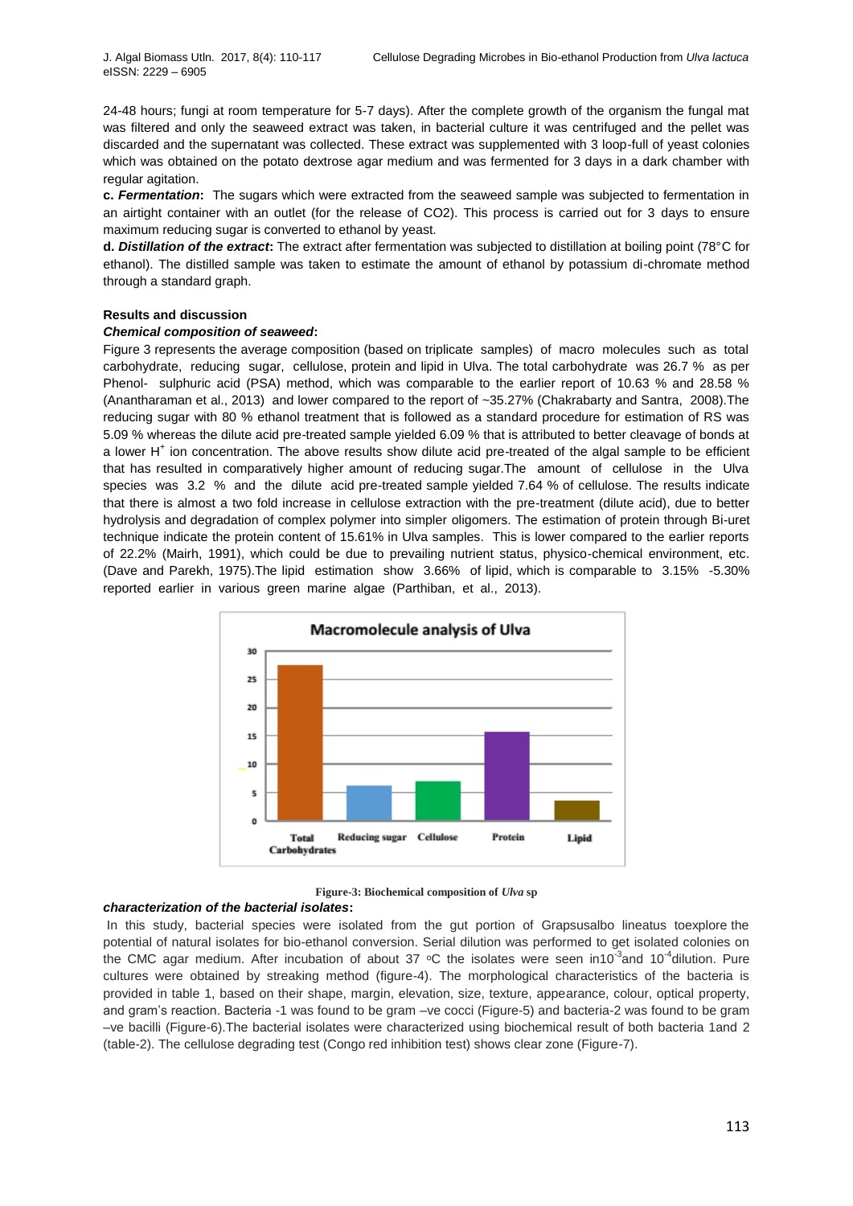24-48 hours; fungi at room temperature for 5-7 days). After the complete growth of the organism the fungal mat was filtered and only the seaweed extract was taken, in bacterial culture it was centrifuged and the pellet was discarded and the supernatant was collected. These extract was supplemented with 3 loop-full of yeast colonies which was obtained on the potato dextrose agar medium and was fermented for 3 days in a dark chamber with regular agitation.

**c. *Fermentation*:** The sugars which were extracted from the seaweed sample was subjected to fermentation in an airtight container with an outlet (for the release of CO2). This process is carried out for 3 days to ensure maximum reducing sugar is converted to ethanol by yeast.

**d. *Distillation of the extract*:** The extract after fermentation was subjected to distillation at boiling point (78°C for ethanol). The distilled sample was taken to estimate the amount of ethanol by potassium di-chromate method through a standard graph.

**Results and discussion**

***Chemical composition of seaweed*:**

Figure 3 represents the average composition (based on triplicate samples) of macro molecules such as total carbohydrate, reducing sugar, cellulose, protein and lipid in Ulva. The total carbohydrate was 26.7 % as per Phenol- sulphuric acid (PSA) method, which was comparable to the earlier report of 10.63 % and 28.58 % (Anantharaman et al., 2013) and lower compared to the report of ~35.27% (Chakrabarty and Santra, 2008).The reducing sugar with 80 % ethanol treatment that is followed as a standard procedure for estimation of RS was 5.09 % whereas the dilute acid pre-treated sample yielded 6.09 % that is attributed to better cleavage of bonds at a lower $H^+$ ion concentration. The above results show dilute acid pre-treated of the algal sample to be efficient that has resulted in comparatively higher amount of reducing sugar.The amount of cellulose in the Ulva species was 3.2 % and the dilute acid pre-treated sample yielded 7.64 % of cellulose. The results indicate that there is almost a two fold increase in cellulose extraction with the pre-treatment (dilute acid), due to better hydrolysis and degradation of complex polymer into simpler oligomers. The estimation of protein through Bi-uret technique indicate the protein content of 15.61% in Ulva samples. This is lower compared to the earlier reports of 22.2% (Mairh, 1991), which could be due to prevailing nutrient status, physico-chemical environment, etc. (Dave and Parekh, 1975).The lipid estimation show 3.66% of lipid, which is comparable to 3.15% -5.30% reported earlier in various green marine algae (Parthiban, et al., 2013).

Figure-3: Biochemical composition of *Ulva* sp

***characterization of the bacterial isolates*:**

In this study, bacterial species were isolated from the gut portion of Grapsusalbo lineatus toexplore the potential of natural isolates for bio-ethanol conversion. Serial dilution was performed to get isolated colonies on the CMC agar medium. After incubation of about 37 °C the isolates were seen in$10^{-3}$and $10^{-4}$dilution. Pure cultures were obtained by streaking method (figure-4). The morphological characteristics of the bacteria is provided in table 1, based on their shape, margin, elevation, size, texture, appearance, colour, optical property, and gram's reaction. Bacteria -1 was found to be gram –ve cocci (Figure-5) and bacteria-2 was found to be gram –ve bacilli (Figure-6).The bacterial isolates were characterized using biochemical result of both bacteria 1and 2 (table-2). The cellulose degrading test (Congo red inhibition test) shows clear zone (Figure-7).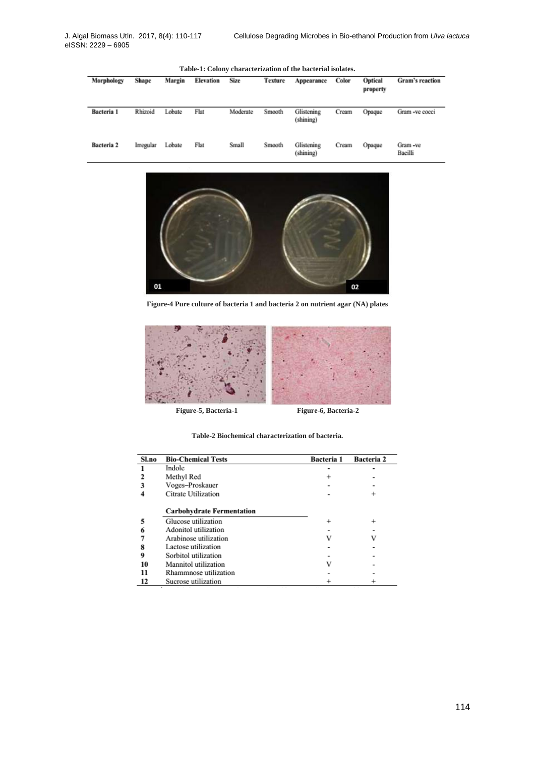**Table-1: Colony characterization of the bacterial isolates.**

| Morphology | Shape | Margin | Elevation | Size | Texture | Appearance | Color | Optical property | Gram's reaction |
|---|---|---|---|---|---|---|---|---|---|
| **Bacteria 1** | Rhizoid | Lobate | Flat | Moderate | Smooth | Glistening (shining) | Cream | Opaque | Gram -ve cocci |
| **Bacteria 2** | Irregular | Lobate | Flat | Small | Smooth | Glistening (shining) | Cream | Opaque | Gram -ve Bacilli |

**Figure-4 Pure culture of bacteria 1 and bacteria 2 on nutrient agar (NA) plates**

**Figure-5, Bacteria-1**

**Figure-6, Bacteria-2**

**Table-2 Biochemical characterization of bacteria.**

| Sl.no | Bio-Chemical Tests | Bacteria 1 | Bacteria 2 |
|---|---|---|---|
| 1 | Indole | - | - |
| 2 | Methyl Red | + | - |
| 3 | Voges–Proskauer | - | - |
| 4 | Citrate Utilization | - | + |
| | **Carbohydrate Fermentation** | | |
| 5 | Glucose utilization | + | + |
| 6 | Adonitol utilization | - | - |
| 7 | Arabinose utilization | V | V |
| 8 | Lactose utilization | - | - |
| 9 | Sorbitol utilization | - | - |
| 10 | Mannitol utilization | V | - |
| 11 | Rhammnose utilization | - | - |
| 12 | Sucrose utilization | + | + |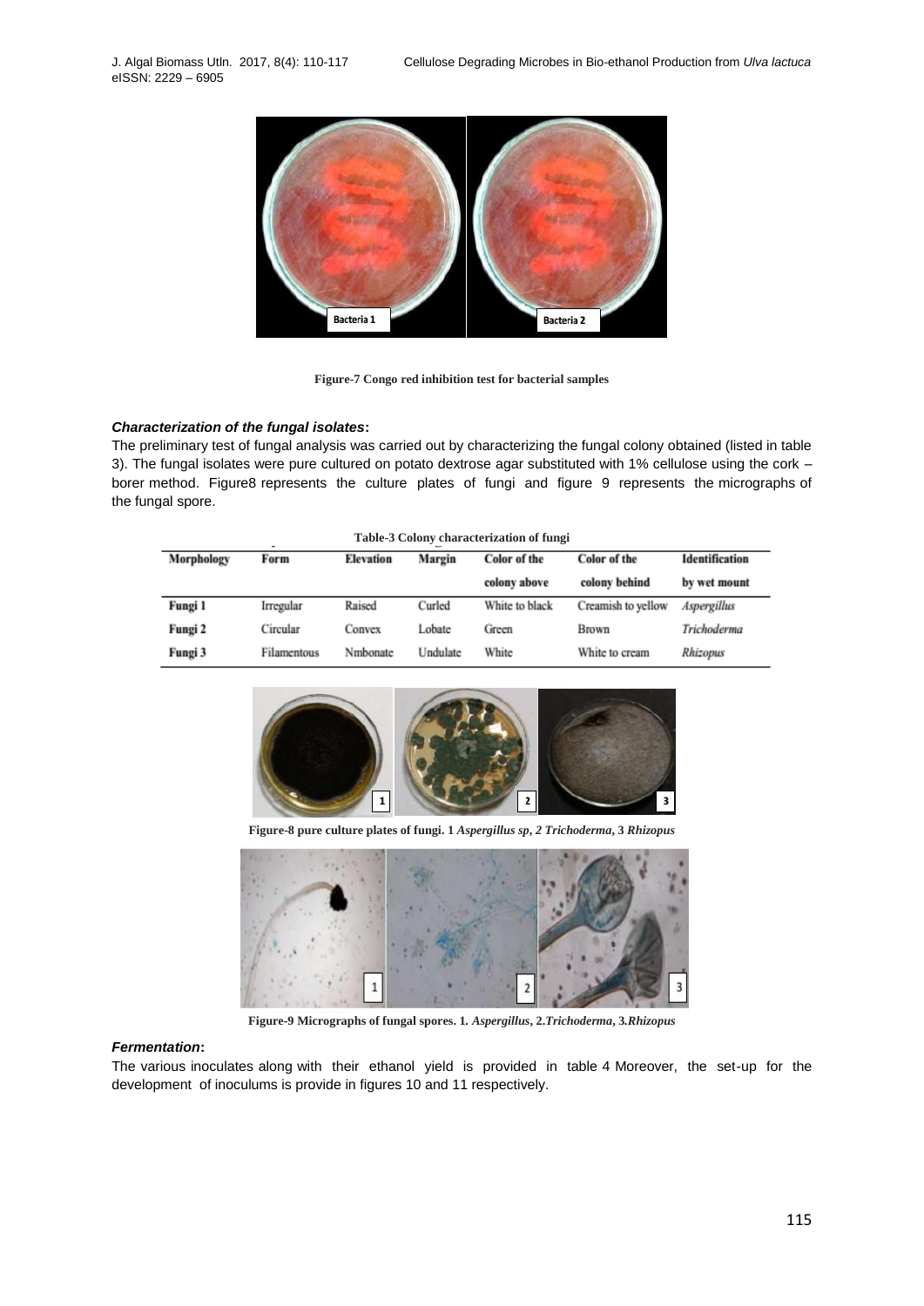Figure-7 Congo red inhibition test for bacterial samples

### *Characterization of the fungal isolates***:**

The preliminary test of fungal analysis was carried out by characterizing the fungal colony obtained (listed in table 3). The fungal isolates were pure cultured on potato dextrose agar substituted with 1% cellulose using the cork – borer method. Figure8 represents the culture plates of fungi and figure 9 represents the micrographs of the fungal spore.

**Table-3 Colony characterization of fungi**

| Morphology | Form | Elevation | Margin | Color of the colony above | Color of the colony behind | Identification by wet mount |
|---|---|---|---|---|---|---|
| Fungi 1 | Irregular | Raised | Curled | White to black | Creamish to yellow | *Aspergillus* |
| Fungi 2 | Circular | Convex | Lobate | Green | Brown | *Trichoderma* |
| Fungi 3 | Filamentous | Nmbonate | Undulate | White | White to cream | *Rhizopus* |

**Figure-8 pure culture plates of fungi. 1** ***Aspergillus sp*****,** ***2 Trichoderma*****, 3** ***Rhizopus***

**Figure-9 Micrographs of fungal spores. 1.** ***Aspergillus*****, 2.*****Trichoderma*****, 3.*****Rhizopus***

### *Fermentation***:**

The various inoculates along with their ethanol yield is provided in table 4 Moreover, the set-up for the development of inoculums is provide in figures 10 and 11 respectively.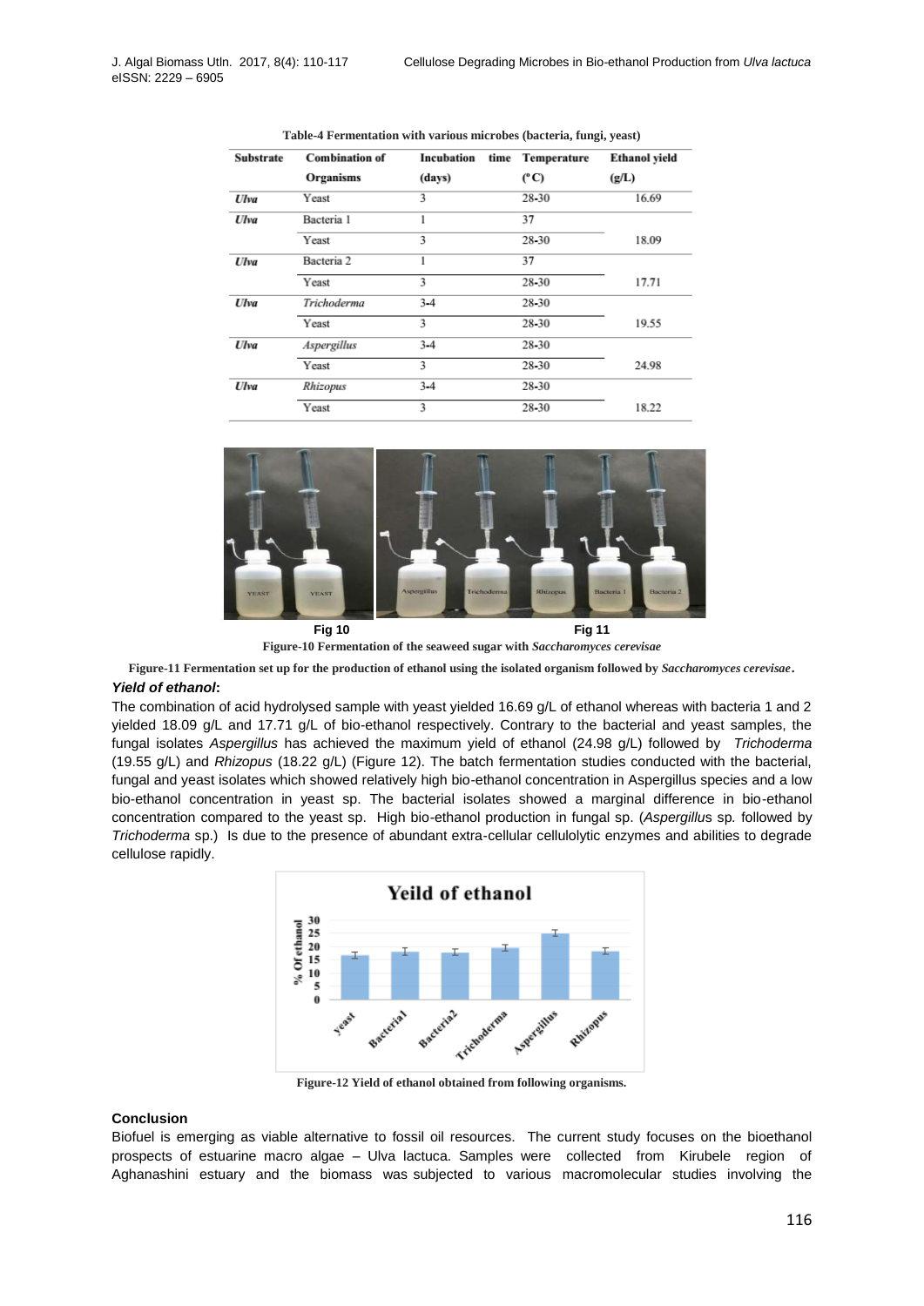Table-4 Fermentation with various microbes (bacteria, fungi, yeast)

| Substrate | Combination of Organisms | Incubation time (days) | Temperature (°C) | Ethanol yield (g/L) |
|---|---|---|---|---|
| *Ulva* | Yeast | 3 | 28-30 | 16.69 |
| *Ulva* | Bacteria 1 | 1 | 37 | |
| | Yeast | 3 | 28-30 | 18.09 |
| *Ulva* | Bacteria 2 | 1 | 37 | |
| | Yeast | 3 | 28-30 | 17.71 |
| *Ulva* | *Trichoderma* | 3-4 | 28-30 | |
| | Yeast | 3 | 28-30 | 19.55 |
| *Ulva* | *Aspergillus* | 3-4 | 28-30 | |
| | Yeast | 3 | 28-30 | 24.98 |
| *Ulva* | *Rhizopus* | 3-4 | 28-30 | |
| | Yeast | 3 | 28-30 | 18.22 |

Fig 10 Fig 11

Figure-10 Fermentation of the seaweed sugar with *Saccharomyces cerevisae*

Figure-11 Fermentation set up for the production of ethanol using the isolated organism followed by *Saccharomyces cerevisae*.

***Yield of ethanol*:**

The combination of acid hydrolysed sample with yeast yielded 16.69 g/L of ethanol whereas with bacteria 1 and 2 yielded 18.09 g/L and 17.71 g/L of bio-ethanol respectively. Contrary to the bacterial and yeast samples, the fungal isolates *Aspergillus* has achieved the maximum yield of ethanol (24.98 g/L) followed by *Trichoderma* (19.55 g/L) and *Rhizopus* (18.22 g/L) (Figure 12). The batch fermentation studies conducted with the bacterial, fungal and yeast isolates which showed relatively high bio-ethanol concentration in Aspergillus species and a low bio-ethanol concentration in yeast sp. The bacterial isolates showed a marginal difference in bio-ethanol concentration compared to the yeast sp. High bio-ethanol production in fungal sp. (*Aspergillus* sp. followed by *Trichoderma* sp.) Is due to the presence of abundant extra-cellular cellulolytic enzymes and abilities to degrade cellulose rapidly.

Figure-12 Yield of ethanol obtained from following organisms.

**Conclusion**

Biofuel is emerging as viable alternative to fossil oil resources. The current study focuses on the bioethanol prospects of estuarine macro algae – Ulva lactuca. Samples were collected from Kirubele region of Aghanashini estuary and the biomass was subjected to various macromolecular studies involving the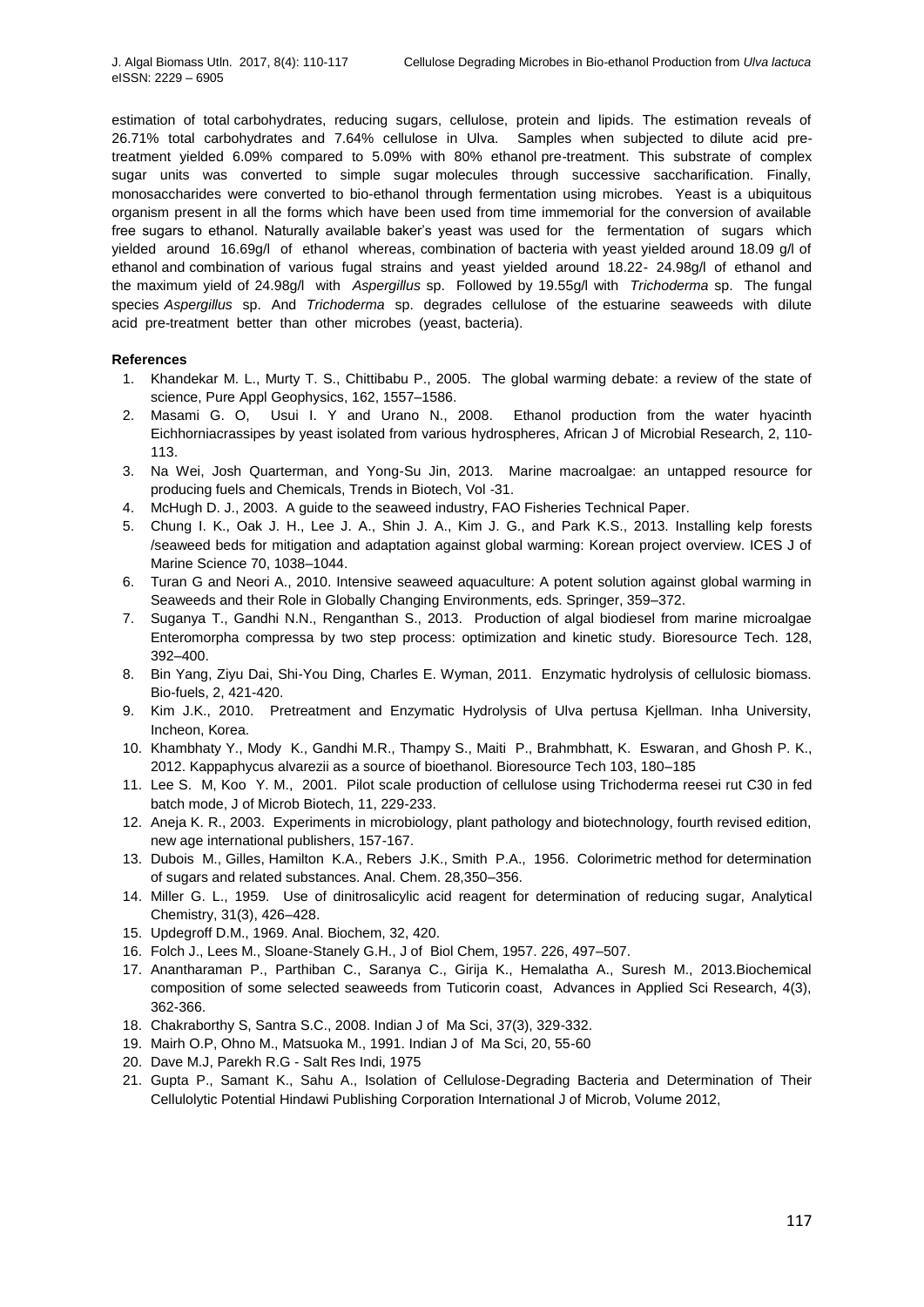estimation of total carbohydrates, reducing sugars, cellulose, protein and lipids. The estimation reveals of 26.71% total carbohydrates and 7.64% cellulose in Ulva. Samples when subjected to dilute acid pre-treatment yielded 6.09% compared to 5.09% with 80% ethanol pre-treatment. This substrate of complex sugar units was converted to simple sugar molecules through successive saccharification. Finally, monosaccharides were converted to bio-ethanol through fermentation using microbes. Yeast is a ubiquitous organism present in all the forms which have been used from time immemorial for the conversion of available free sugars to ethanol. Naturally available baker's yeast was used for the fermentation of sugars which yielded around 16.69g/l of ethanol whereas, combination of bacteria with yeast yielded around 18.09 g/l of ethanol and combination of various fugal strains and yeast yielded around 18.22- 24.98g/l of ethanol and the maximum yield of 24.98g/l with *Aspergillus* sp. Followed by 19.55g/l with *Trichoderma* sp. The fungal species *Aspergillus* sp. And *Trichoderma* sp. degrades cellulose of the estuarine seaweeds with dilute acid pre-treatment better than other microbes (yeast, bacteria).

**References**

1. Khandekar M. L., Murty T. S., Chittibabu P., 2005. The global warming debate: a review of the state of science, Pure Appl Geophysics, 162, 1557–1586.
2. Masami G. O, Usui I. Y and Urano N., 2008. Ethanol production from the water hyacinth Eichhorniacrassipes by yeast isolated from various hydrospheres, African J of Microbial Research, 2, 110-113.
3. Na Wei, Josh Quarterman, and Yong-Su Jin, 2013. Marine macroalgae: an untapped resource for producing fuels and Chemicals, Trends in Biotech, Vol -31.
4. McHugh D. J., 2003. A guide to the seaweed industry, FAO Fisheries Technical Paper.
5. Chung I. K., Oak J. H., Lee J. A., Shin J. A., Kim J. G., and Park K.S., 2013. Installing kelp forests /seaweed beds for mitigation and adaptation against global warming: Korean project overview. ICES J of Marine Science 70, 1038–1044.
6. Turan G and Neori A., 2010. Intensive seaweed aquaculture: A potent solution against global warming in Seaweeds and their Role in Globally Changing Environments, eds. Springer, 359–372.
7. Suganya T., Gandhi N.N., Renganthan S., 2013. Production of algal biodiesel from marine microalgae Enteromorpha compressa by two step process: optimization and kinetic study. Bioresource Tech. 128, 392–400.
8. Bin Yang, Ziyu Dai, Shi-You Ding, Charles E. Wyman, 2011. Enzymatic hydrolysis of cellulosic biomass. Bio-fuels, 2, 421-420.
9. Kim J.K., 2010. Pretreatment and Enzymatic Hydrolysis of Ulva pertusa Kjellman. Inha University, Incheon, Korea.
10. Khambhaty Y., Mody K., Gandhi M.R., Thampy S., Maiti P., Brahmbhatt, K. Eswaran, and Ghosh P. K., 2012. Kappaphycus alvarezii as a source of bioethanol. Bioresource Tech 103, 180–185
11. Lee S. M, Koo Y. M., 2001. Pilot scale production of cellulose using Trichoderma reesei rut C30 in fed batch mode, J of Microb Biotech, 11, 229-233.
12. Aneja K. R., 2003. Experiments in microbiology, plant pathology and biotechnology, fourth revised edition, new age international publishers, 157-167.
13. Dubois M., Gilles, Hamilton K.A., Rebers J.K., Smith P.A., 1956. Colorimetric method for determination of sugars and related substances. Anal. Chem. 28,350–356.
14. Miller G. L., 1959. Use of dinitrosalicylic acid reagent for determination of reducing sugar, Analytical Chemistry, 31(3), 426–428.
15. Updegroff D.M., 1969. Anal. Biochem, 32, 420.
16. Folch J., Lees M., Sloane-Stanely G.H., J of Biol Chem, 1957. 226, 497–507.
17. Anantharaman P., Parthiban C., Saranya C., Girija K., Hemalatha A., Suresh M., 2013.Biochemical composition of some selected seaweeds from Tuticorin coast, Advances in Applied Sci Research, 4(3), 362-366.
18. Chakraborthy S, Santra S.C., 2008. Indian J of Ma Sci, 37(3), 329-332.
19. Mairh O.P, Ohno M., Matsuoka M., 1991. Indian J of Ma Sci, 20, 55-60
20. Dave M.J, Parekh R.G - Salt Res Indi, 1975
21. Gupta P., Samant K., Sahu A., Isolation of Cellulose-Degrading Bacteria and Determination of Their Cellulolytic Potential Hindawi Publishing Corporation International J of Microb, Volume 2012,